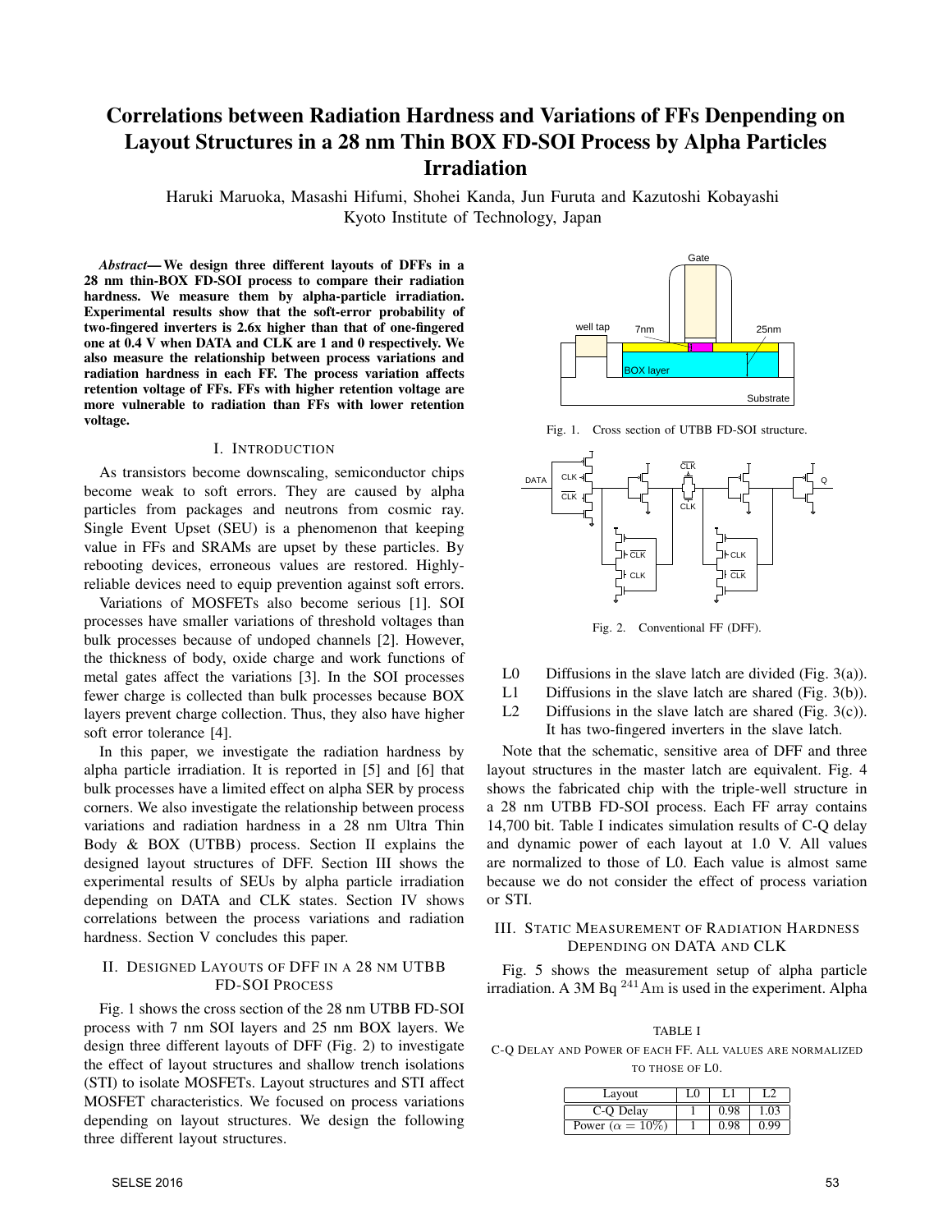# Correlations between Radiation Hardness and Variations of FFs Denpending on Layout Structures in a 28 nm Thin BOX FD-SOI Process by Alpha Particles Irradiation

Haruki Maruoka, Masashi Hifumi, Shohei Kanda, Jun Furuta and Kazutoshi Kobayashi
Kyoto Institute of Technology, Japan

***Abstract*— We design three different layouts of DFFs in a 28 nm thin-BOX FD-SOI process to compare their radiation hardness. We measure them by alpha-particle irradiation. Experimental results show that the soft-error probability of two-fingered inverters is 2.6x higher than that of one-fingered one at 0.4 V when DATA and CLK are 1 and 0 respectively. We also measure the relationship between process variations and radiation hardness in each FF. The process variation affects retention voltage of FFs. FFs with higher retention voltage are more vulnerable to radiation than FFs with lower retention voltage.**

## I. Introduction

As transistors become downscaling, semiconductor chips become weak to soft errors. They are caused by alpha particles from packages and neutrons from cosmic ray. Single Event Upset (SEU) is a phenomenon that keeping value in FFs and SRAMs are upset by these particles. By rebooting devices, erroneous values are restored. Highly-reliable devices need to equip prevention against soft errors.

Variations of MOSFETs also become serious [1]. SOI processes have smaller variations of threshold voltages than bulk processes because of undoped channels [2]. However, the thickness of body, oxide charge and work functions of metal gates affect the variations [3]. In the SOI processes fewer charge is collected than bulk processes because BOX layers prevent charge collection. Thus, they also have higher soft error tolerance [4].

In this paper, we investigate the radiation hardness by alpha particle irradiation. It is reported in [5] and [6] that bulk processes have a limited effect on alpha SER by process corners. We also investigate the relationship between process variations and radiation hardness in a 28 nm Ultra Thin Body & BOX (UTBB) process. Section II explains the designed layout structures of DFF. Section III shows the experimental results of SEUs by alpha particle irradiation depending on DATA and CLK states. Section IV shows correlations between the process variations and radiation hardness. Section V concludes this paper.

## II. Designed Layouts of DFF in a 28 nm UTBB FD-SOI Process

Fig. 1 shows the cross section of the 28 nm UTBB FD-SOI process with 7 nm SOI layers and 25 nm BOX layers. We design three different layouts of DFF (Fig. 2) to investigate the effect of layout structures and shallow trench isolations (STI) to isolate MOSFETs. Layout structures and STI affect MOSFET characteristics. We focused on process variations depending on layout structures. We design the following three different layout structures.

Fig. 1. Cross section of UTBB FD-SOI structure.

Fig. 2. Conventional FF (DFF).

- L0 Diffusions in the slave latch are divided (Fig. 3(a)).
- L1 Diffusions in the slave latch are shared (Fig. 3(b)).
- L2 Diffusions in the slave latch are shared (Fig. 3(c)). It has two-fingered inverters in the slave latch.

Note that the schematic, sensitive area of DFF and three layout structures in the master latch are equivalent. Fig. 4 shows the fabricated chip with the triple-well structure in a 28 nm UTBB FD-SOI process. Each FF array contains 14,700 bit. Table I indicates simulation results of C-Q delay and dynamic power of each layout at 1.0 V. All values are normalized to those of L0. Each value is almost same because we do not consider the effect of process variation or STI.

## III. Static Measurement of Radiation Hardness Depending on DATA and CLK

Fig. 5 shows the measurement setup of alpha particle irradiation. A 3M Bq $^{241}\mathrm{Am}$ is used in the experiment. Alpha

TABLE I
C-Q Delay and Power of each FF. All values are normalized to those of L0.

| Layout | L0 | L1 | L2 |
|---|---|---|---|
| C-Q Delay | 1 | 0.98 | 1.03 |
| Power ($\alpha = 10\%$) | 1 | 0.98 | 0.99 |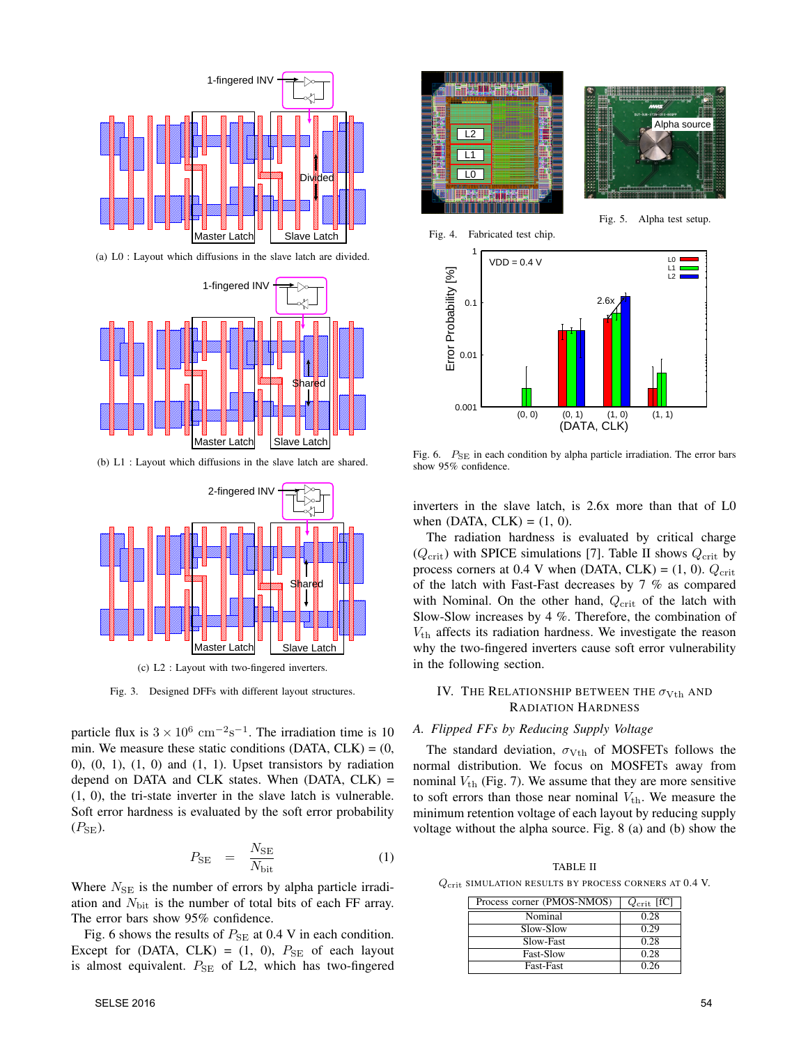(a) L0 : Layout which diffusions in the slave latch are divided.

(b) L1 : Layout which diffusions in the slave latch are shared.

(c) L2 : Layout with two-fingered inverters.

Fig. 3. Designed DFFs with different layout structures.

particle flux is $3 \times 10^6$ $\mathrm{cm^{-2}s^{-1}}$. The irradiation time is 10 min. We measure these static conditions (DATA, CLK) = (0, 0), (0, 1), (1, 0) and (1, 1). Upset transistors by radiation depend on DATA and CLK states. When (DATA, CLK) = (1, 0), the tri-state inverter in the slave latch is vulnerable. Soft error hardness is evaluated by the soft error probability ($P_{\mathrm{SE}}$).

$$P_{\mathrm{SE}} = \frac{N_{\mathrm{SE}}}{N_{\mathrm{bit}}} \quad (1)$$

Where $N_{\mathrm{SE}}$ is the number of errors by alpha particle irradiation and $N_{\mathrm{bit}}$ is the number of total bits of each FF array. The error bars show 95% confidence.

Fig. 6 shows the results of $P_{\mathrm{SE}}$ at 0.4 V in each condition. Except for (DATA, CLK) = (1, 0), $P_{\mathrm{SE}}$ of each layout is almost equivalent. $P_{\mathrm{SE}}$ of L2, which has two-fingered inverters in the slave latch, is 2.6x more than that of L0 when (DATA, CLK) = (1, 0).

Fig. 4. Fabricated test chip.

Fig. 5. Alpha test setup.

Fig. 6. $P_{\mathrm{SE}}$ in each condition by alpha particle irradiation. The error bars show 95% confidence.

The radiation hardness is evaluated by critical charge ($Q_{\mathrm{crit}}$) with SPICE simulations [7]. Table II shows $Q_{\mathrm{crit}}$ by process corners at 0.4 V when (DATA, CLK) = (1, 0). $Q_{\mathrm{crit}}$ of the latch with Fast-Fast decreases by 7 % as compared with Nominal. On the other hand, $Q_{\mathrm{crit}}$ of the latch with Slow-Slow increases by 4 %. Therefore, the combination of $V_{\mathrm{th}}$ affects its radiation hardness. We investigate the reason why the two-fingered inverters cause soft error vulnerability in the following section.

## IV. The Relationship between the $\sigma_{\mathrm{Vth}}$ and Radiation Hardness

### A. Flipped FFs by Reducing Supply Voltage

The standard deviation, $\sigma_{\mathrm{Vth}}$ of MOSFETs follows the normal distribution. We focus on MOSFETs away from nominal $V_{\mathrm{th}}$ (Fig. 7). We assume that they are more sensitive to soft errors than those near nominal $V_{\mathrm{th}}$. We measure the minimum retention voltage of each layout by reducing supply voltage without the alpha source. Fig. 8 (a) and (b) show the

TABLE II
$Q_{\mathrm{crit}}$ simulation results by process corners at 0.4 V.

| Process corner (PMOS-NMOS) | $Q_{\mathrm{crit}}$ [fC] |
|---|---|
| Nominal | 0.28 |
| Slow-Slow | 0.29 |
| Slow-Fast | 0.28 |
| Fast-Slow | 0.28 |
| Fast-Fast | 0.26 |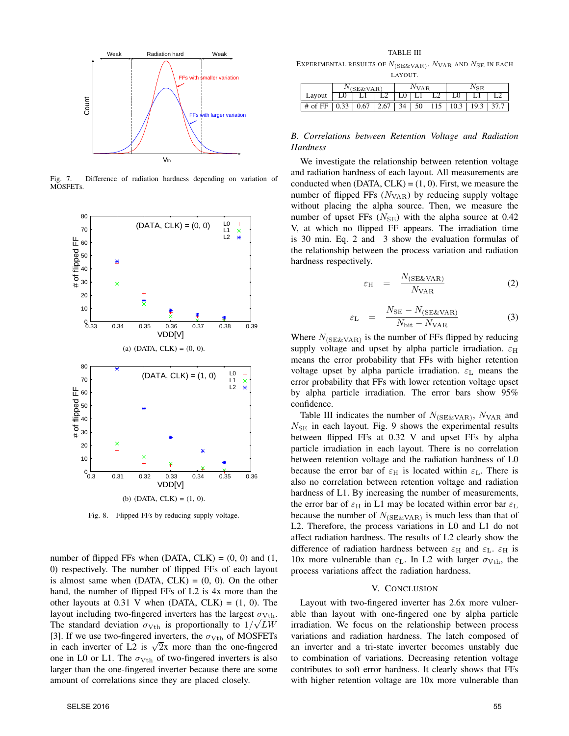Fig. 7. Difference of radiation hardness depending on variation of MOSFETs.

(a) (DATA, CLK) = (0, 0).

(b) (DATA, CLK) = (1, 0).

Fig. 8. Flipped FFs by reducing supply voltage.

number of flipped FFs when (DATA, CLK) = (0, 0) and (1, 0) respectively. The number of flipped FFs of each layout is almost same when (DATA, CLK) = (0, 0). On the other hand, the number of flipped FFs of L2 is 4x more than the other layouts at 0.31 V when (DATA, CLK) = (1, 0). The layout including two-fingered inverters has the largest $\sigma_{\mathrm{Vth}}$. The standard deviation $\sigma_{\mathrm{Vth}}$ is proportionally to $1/\sqrt{LW}$ [3]. If we use two-fingered inverters, the $\sigma_{\mathrm{Vth}}$ of MOSFETs in each inverter of L2 is $\sqrt{2}$x more than the one-fingered one in L0 or L1. The $\sigma_{\mathrm{Vth}}$ of two-fingered inverters is also larger than the one-fingered inverter because there are some amount of correlations since they are placed closely.

TABLE III

EXPERIMENTAL RESULTS OF $N_{(\mathrm{SE\&VAR})}$, $N_{\mathrm{VAR}}$ AND $N_{\mathrm{SE}}$ IN EACH LAYOUT.

| | $N_{(\mathrm{SE\&VAR})}$ | | | $N_{\mathrm{VAR}}$ | | | $N_{\mathrm{SE}}$ | | |
|---|---|---|---|---|---|---|---|---|---|
| Layout | L0 | L1 | L2 | L0 | L1 | L2 | L0 | L1 | L2 |
| # of FF | 0.33 | 0.67 | 2.67 | 34 | 50 | 115 | 10.3 | 19.3 | 37.7 |

### *B. Correlations between Retention Voltage and Radiation Hardness*

We investigate the relationship between retention voltage and radiation hardness of each layout. All measurements are conducted when (DATA, CLK) = (1, 0). First, we measure the number of flipped FFs ($N_{\mathrm{VAR}}$) by reducing supply voltage without placing the alpha source. Then, we measure the number of upset FFs ($N_{\mathrm{SE}}$) with the alpha source at 0.42 V, at which no flipped FF appears. The irradiation time is 30 min. Eq. 2 and 3 show the evaluation formulas of the relationship between the process variation and radiation hardness respectively.

$$\varepsilon_{\mathrm{H}} = \frac{N_{(\mathrm{SE\&VAR})}}{N_{\mathrm{VAR}}} \tag{2}$$

$$\varepsilon_{\mathrm{L}} = \frac{N_{\mathrm{SE}} - N_{(\mathrm{SE\&VAR})}}{N_{\mathrm{bit}} - N_{\mathrm{VAR}}} \tag{3}$$

Where $N_{(\mathrm{SE\&VAR})}$ is the number of FFs flipped by reducing supply voltage and upset by alpha particle irradiation. $\varepsilon_{\mathrm{H}}$ means the error probability that FFs with higher retention voltage upset by alpha particle irradiation. $\varepsilon_{\mathrm{L}}$ means the error probability that FFs with lower retention voltage upset by alpha particle irradiation. The error bars show 95% confidence.

Table III indicates the number of $N_{(\mathrm{SE\&VAR})}$, $N_{\mathrm{VAR}}$ and $N_{\mathrm{SE}}$ in each layout. Fig. 9 shows the experimental results between flipped FFs at 0.32 V and upset FFs by alpha particle irradiation in each layout. There is no correlation between retention voltage and the radiation hardness of L0 because the error bar of $\varepsilon_{\mathrm{H}}$ is located within $\varepsilon_{\mathrm{L}}$. There is also no correlation between retention voltage and radiation hardness of L1. By increasing the number of measurements, the error bar of $\varepsilon_{\mathrm{H}}$ in L1 may be located within error bar $\varepsilon_{\mathrm{L}}$ because the number of $N_{(\mathrm{SE\&VAR})}$ is much less than that of L2. Therefore, the process variations in L0 and L1 do not affect radiation hardness. The results of L2 clearly show the difference of radiation hardness between $\varepsilon_{\mathrm{H}}$ and $\varepsilon_{\mathrm{L}}$. $\varepsilon_{\mathrm{H}}$ is 10x more vulnerable than $\varepsilon_{\mathrm{L}}$. In L2 with larger $\sigma_{\mathrm{Vth}}$, the process variations affect the radiation hardness.

## V. Conclusion

Layout with two-fingered inverter has 2.6x more vulnerable than layout with one-fingered one by alpha particle irradiation. We focus on the relationship between process variations and radiation hardness. The latch composed of an inverter and a tri-state inverter becomes unstably due to combination of variations. Decreasing retention voltage contributes to soft error hardness. It clearly shows that FFs with higher retention voltage are 10x more vulnerable than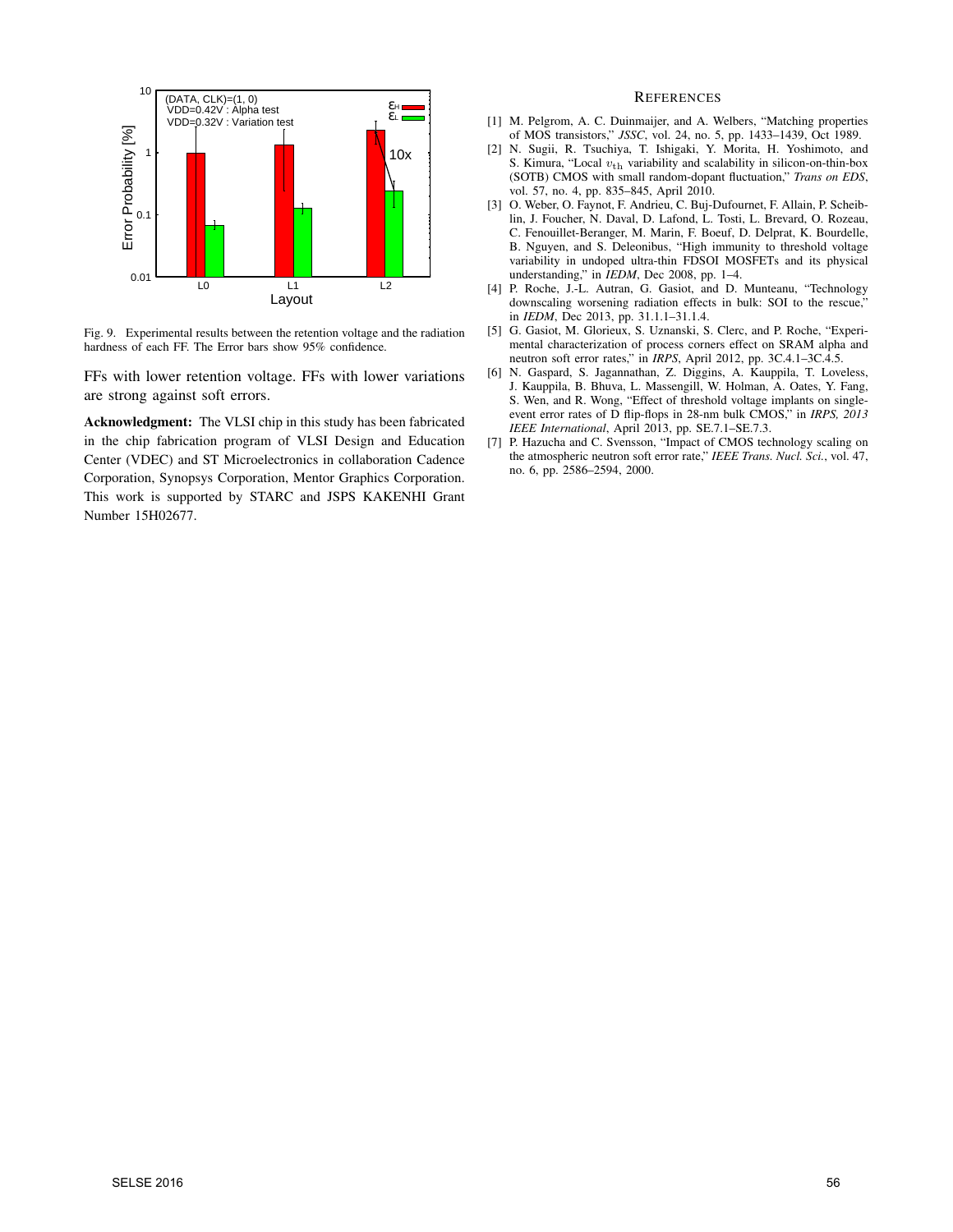10

(DATA, CLK)=(1, 0)
VDD=0.42V : Alpha test
VDD=0.32V : Variation test

$\varepsilon_H$
$\varepsilon_L$

Error Probability [%]

1

0.1

0.01

10x

L0 L1 L2

Layout

Fig. 9. Experimental results between the retention voltage and the radiation hardness of each FF. The Error bars show 95% confidence.

FFs with lower retention voltage. FFs with lower variations are strong against soft errors.

**Acknowledgment:** The VLSI chip in this study has been fabricated in the chip fabrication program of VLSI Design and Education Center (VDEC) and ST Microelectronics in collaboration Cadence Corporation, Synopsys Corporation, Mentor Graphics Corporation. This work is supported by STARC and JSPS KAKENHI Grant Number 15H02677.

## References

[1] M. Pelgrom, A. C. Duinmaijer, and A. Welbers, "Matching properties of MOS transistors," *JSSC*, vol. 24, no. 5, pp. 1433–1439, Oct 1989.

[2] N. Sugii, R. Tsuchiya, T. Ishigaki, Y. Morita, H. Yoshimoto, and S. Kimura, "Local $v_{\rm th}$ variability and scalability in silicon-on-thin-box (SOTB) CMOS with small random-dopant fluctuation," *Trans on EDS*, vol. 57, no. 4, pp. 835–845, April 2010.

[3] O. Weber, O. Faynot, F. Andrieu, C. Buj-Dufournet, F. Allain, P. Scheiblin, J. Foucher, N. Daval, D. Lafond, L. Tosti, L. Brevard, O. Rozeau, C. Fenouillet-Beranger, M. Marin, F. Boeuf, D. Delprat, K. Bourdelle, B. Nguyen, and S. Deleonibus, "High immunity to threshold voltage variability in undoped ultra-thin FDSOI MOSFETs and its physical understanding," in *IEDM*, Dec 2008, pp. 1–4.

[4] P. Roche, J.-L. Autran, G. Gasiot, and D. Munteanu, "Technology downscaling worsening radiation effects in bulk: SOI to the rescue," in *IEDM*, Dec 2013, pp. 31.1.1–31.1.4.

[5] G. Gasiot, M. Glorieux, S. Uznanski, S. Clerc, and P. Roche, "Experimental characterization of process corners effect on SRAM alpha and neutron soft error rates," in *IRPS*, April 2012, pp. 3C.4.1–3C.4.5.

[6] N. Gaspard, S. Jagannathan, Z. Diggins, A. Kauppila, T. Loveless, J. Kauppila, B. Bhuva, L. Massengill, W. Holman, A. Oates, Y. Fang, S. Wen, and R. Wong, "Effect of threshold voltage implants on single-event error rates of D flip-flops in 28-nm bulk CMOS," in *IRPS, 2013 IEEE International*, April 2013, pp. SE.7.1–SE.7.3.

[7] P. Hazucha and C. Svensson, "Impact of CMOS technology scaling on the atmospheric neutron soft error rate," *IEEE Trans. Nucl. Sci.*, vol. 47, no. 6, pp. 2586–2594, 2000.